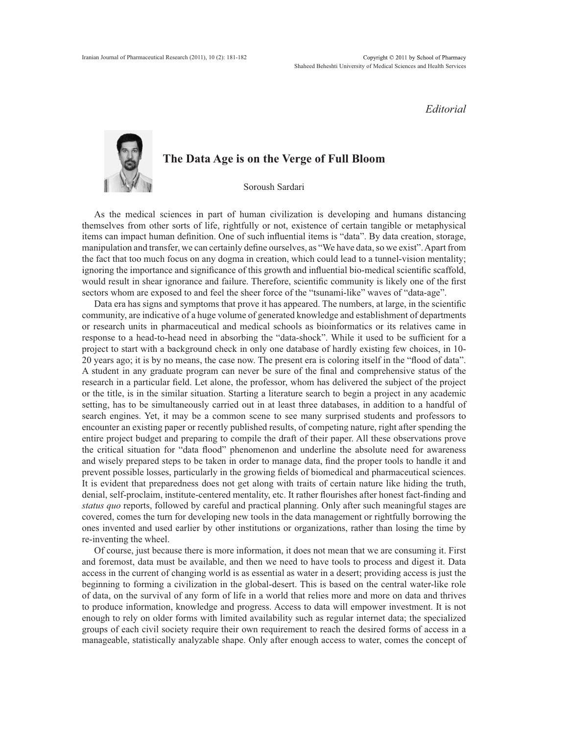*Editorial*

# The Data Age is on the Verge of Full Bloom

Soroush Sardari

As the medical sciences in part of human civilization is developing and humans distancing themselves from other sorts of life, rightfully or not, existence of certain tangible or metaphysical items can impact human definition. One of such influential items is "data". By data creation, storage, manipulation and transfer, we can certainly define ourselves, as "We have data, so we exist". Apart from the fact that too much focus on any dogma in creation, which could lead to a tunnel-vision mentality; ignoring the importance and significance of this growth and influential bio-medical scientific scaffold, would result in shear ignorance and failure. Therefore, scientific community is likely one of the first sectors whom are exposed to and feel the sheer force of the "tsunami-like" waves of "data-age".

Data era has signs and symptoms that prove it has appeared. The numbers, at large, in the scientific community, are indicative of a huge volume of generated knowledge and establishment of departments or research units in pharmaceutical and medical schools as bioinformatics or its relatives came in response to a head-to-head need in absorbing the "data-shock". While it used to be sufficient for a project to start with a background check in only one database of hardly existing few choices, in 10-20 years ago; it is by no means, the case now. The present era is coloring itself in the "flood of data". A student in any graduate program can never be sure of the final and comprehensive status of the research in a particular field. Let alone, the professor, whom has delivered the subject of the project or the title, is in the similar situation. Starting a literature search to begin a project in any academic setting, has to be simultaneously carried out in at least three databases, in addition to a handful of search engines. Yet, it may be a common scene to see many surprised students and professors to encounter an existing paper or recently published results, of competing nature, right after spending the entire project budget and preparing to compile the draft of their paper. All these observations prove the critical situation for "data flood" phenomenon and underline the absolute need for awareness and wisely prepared steps to be taken in order to manage data, find the proper tools to handle it and prevent possible losses, particularly in the growing fields of biomedical and pharmaceutical sciences. It is evident that preparedness does not get along with traits of certain nature like hiding the truth, denial, self-proclaim, institute-centered mentality, etc. It rather flourishes after honest fact-finding and *status quo* reports, followed by careful and practical planning. Only after such meaningful stages are covered, comes the turn for developing new tools in the data management or rightfully borrowing the ones invented and used earlier by other institutions or organizations, rather than losing the time by re-inventing the wheel.

Of course, just because there is more information, it does not mean that we are consuming it. First and foremost, data must be available, and then we need to have tools to process and digest it. Data access in the current of changing world is as essential as water in a desert; providing access is just the beginning to forming a civilization in the global-desert. This is based on the central water-like role of data, on the survival of any form of life in a world that relies more and more on data and thrives to produce information, knowledge and progress. Access to data will empower investment. It is not enough to rely on older forms with limited availability such as regular internet data; the specialized groups of each civil society require their own requirement to reach the desired forms of access in a manageable, statistically analyzable shape. Only after enough access to water, comes the concept of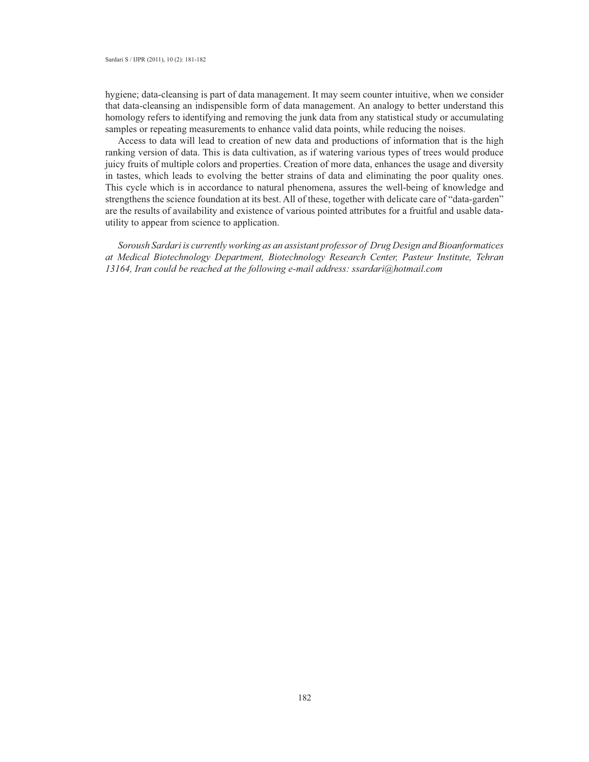hygiene; data-cleansing is part of data management. It may seem counter intuitive, when we consider that data-cleansing an indispensible form of data management. An analogy to better understand this homology refers to identifying and removing the junk data from any statistical study or accumulating samples or repeating measurements to enhance valid data points, while reducing the noises.

Access to data will lead to creation of new data and productions of information that is the high ranking version of data. This is data cultivation, as if watering various types of trees would produce juicy fruits of multiple colors and properties. Creation of more data, enhances the usage and diversity in tastes, which leads to evolving the better strains of data and eliminating the poor quality ones. This cycle which is in accordance to natural phenomena, assures the well-being of knowledge and strengthens the science foundation at its best. All of these, together with delicate care of "data-garden" are the results of availability and existence of various pointed attributes for a fruitful and usable data-utility to appear from science to application.

*Soroush Sardari is currently working as an assistant professor of Drug Design and Bioanformatices at Medical Biotechnology Department, Biotechnology Research Center, Pasteur Institute, Tehran 13164, Iran could be reached at the following e-mail address: ssardari@hotmail.com*